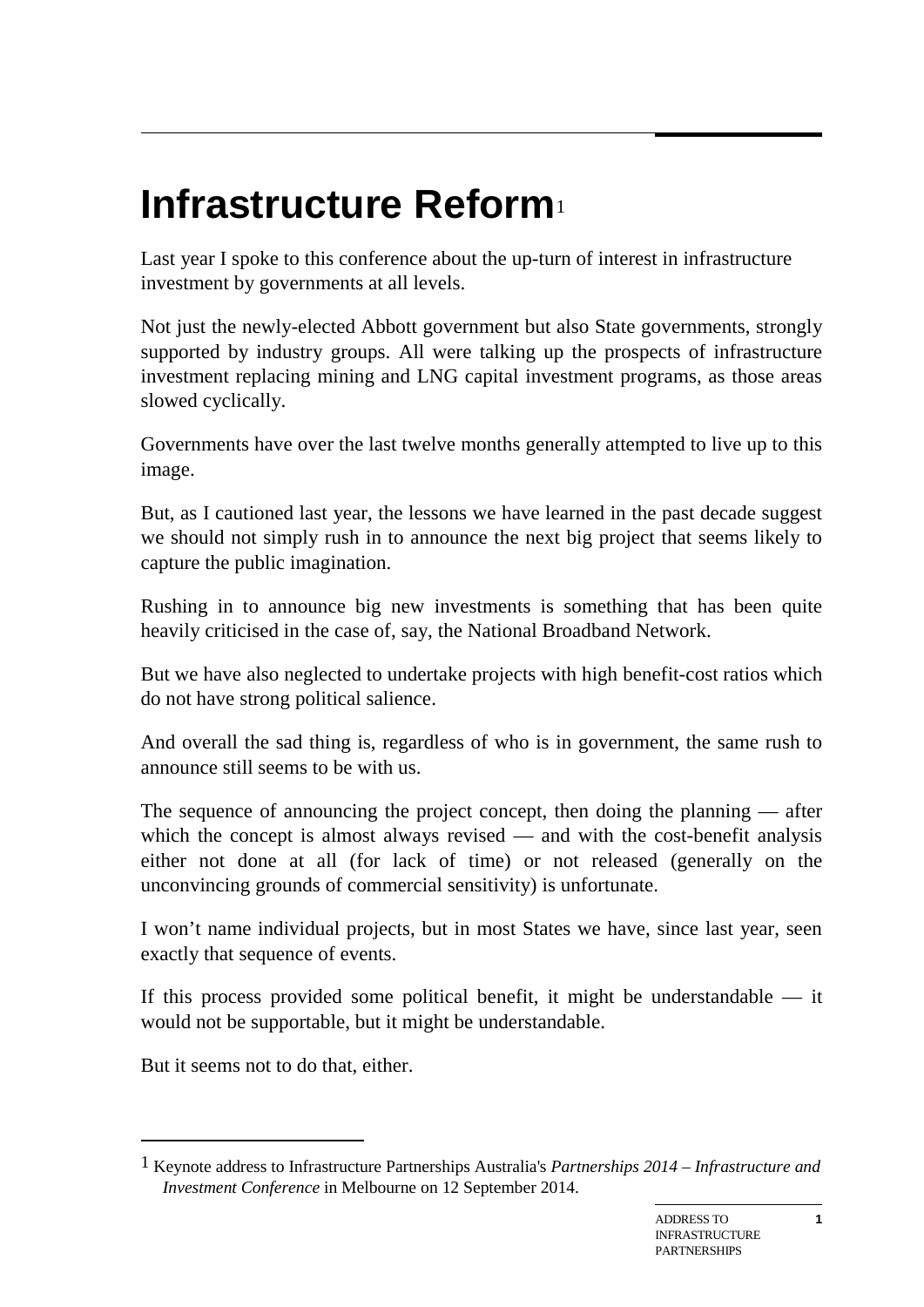# Infrastructure Reform[1]

Last year I spoke to this conference about the up-turn of interest in infrastructure investment by governments at all levels.

Not just the newly-elected Abbott government but also State governments, strongly supported by industry groups. All were talking up the prospects of infrastructure investment replacing mining and LNG capital investment programs, as those areas slowed cyclically.

Governments have over the last twelve months generally attempted to live up to this image.

But, as I cautioned last year, the lessons we have learned in the past decade suggest we should not simply rush in to announce the next big project that seems likely to capture the public imagination.

Rushing in to announce big new investments is something that has been quite heavily criticised in the case of, say, the National Broadband Network.

But we have also neglected to undertake projects with high benefit-cost ratios which do not have strong political salience.

And overall the sad thing is, regardless of who is in government, the same rush to announce still seems to be with us.

The sequence of announcing the project concept, then doing the planning — after which the concept is almost always revised — and with the cost-benefit analysis either not done at all (for lack of time) or not released (generally on the unconvincing grounds of commercial sensitivity) is unfortunate.

I won't name individual projects, but in most States we have, since last year, seen exactly that sequence of events.

If this process provided some political benefit, it might be understandable — it would not be supportable, but it might be understandable.

But it seems not to do that, either.

---

[1] Keynote address to Infrastructure Partnerships Australia's *Partnerships 2014 – Infrastructure and Investment Conference* in Melbourne on 12 September 2014.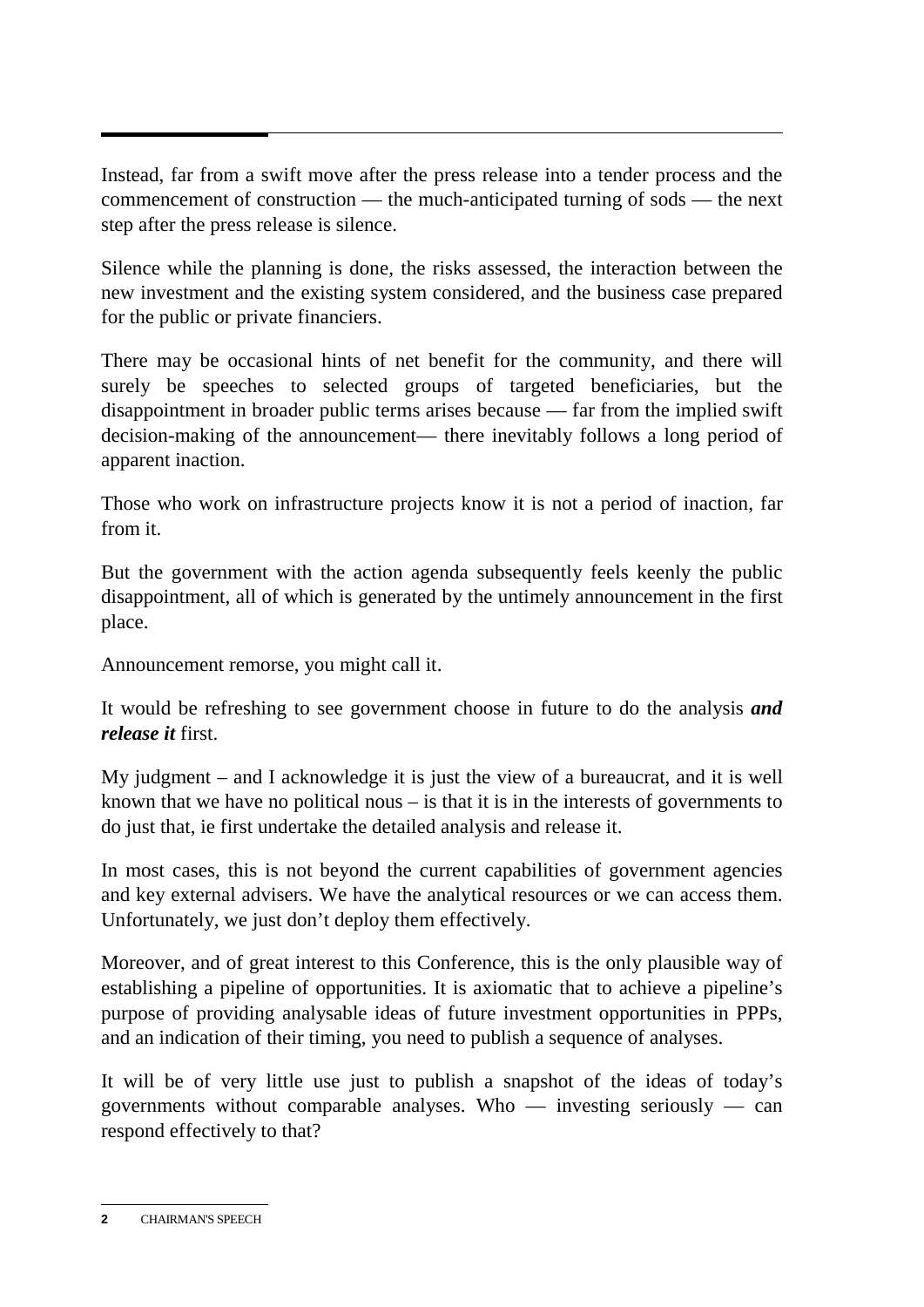Instead, far from a swift move after the press release into a tender process and the commencement of construction — the much-anticipated turning of sods — the next step after the press release is silence.

Silence while the planning is done, the risks assessed, the interaction between the new investment and the existing system considered, and the business case prepared for the public or private financiers.

There may be occasional hints of net benefit for the community, and there will surely be speeches to selected groups of targeted beneficiaries, but the disappointment in broader public terms arises because — far from the implied swift decision-making of the announcement— there inevitably follows a long period of apparent inaction.

Those who work on infrastructure projects know it is not a period of inaction, far from it.

But the government with the action agenda subsequently feels keenly the public disappointment, all of which is generated by the untimely announcement in the first place.

Announcement remorse, you might call it.

It would be refreshing to see government choose in future to do the analysis ***and release it*** first.

My judgment – and I acknowledge it is just the view of a bureaucrat, and it is well known that we have no political nous – is that it is in the interests of governments to do just that, ie first undertake the detailed analysis and release it.

In most cases, this is not beyond the current capabilities of government agencies and key external advisers. We have the analytical resources or we can access them. Unfortunately, we just don't deploy them effectively.

Moreover, and of great interest to this Conference, this is the only plausible way of establishing a pipeline of opportunities. It is axiomatic that to achieve a pipeline's purpose of providing analysable ideas of future investment opportunities in PPPs, and an indication of their timing, you need to publish a sequence of analyses.

It will be of very little use just to publish a snapshot of the ideas of today's governments without comparable analyses. Who — investing seriously — can respond effectively to that?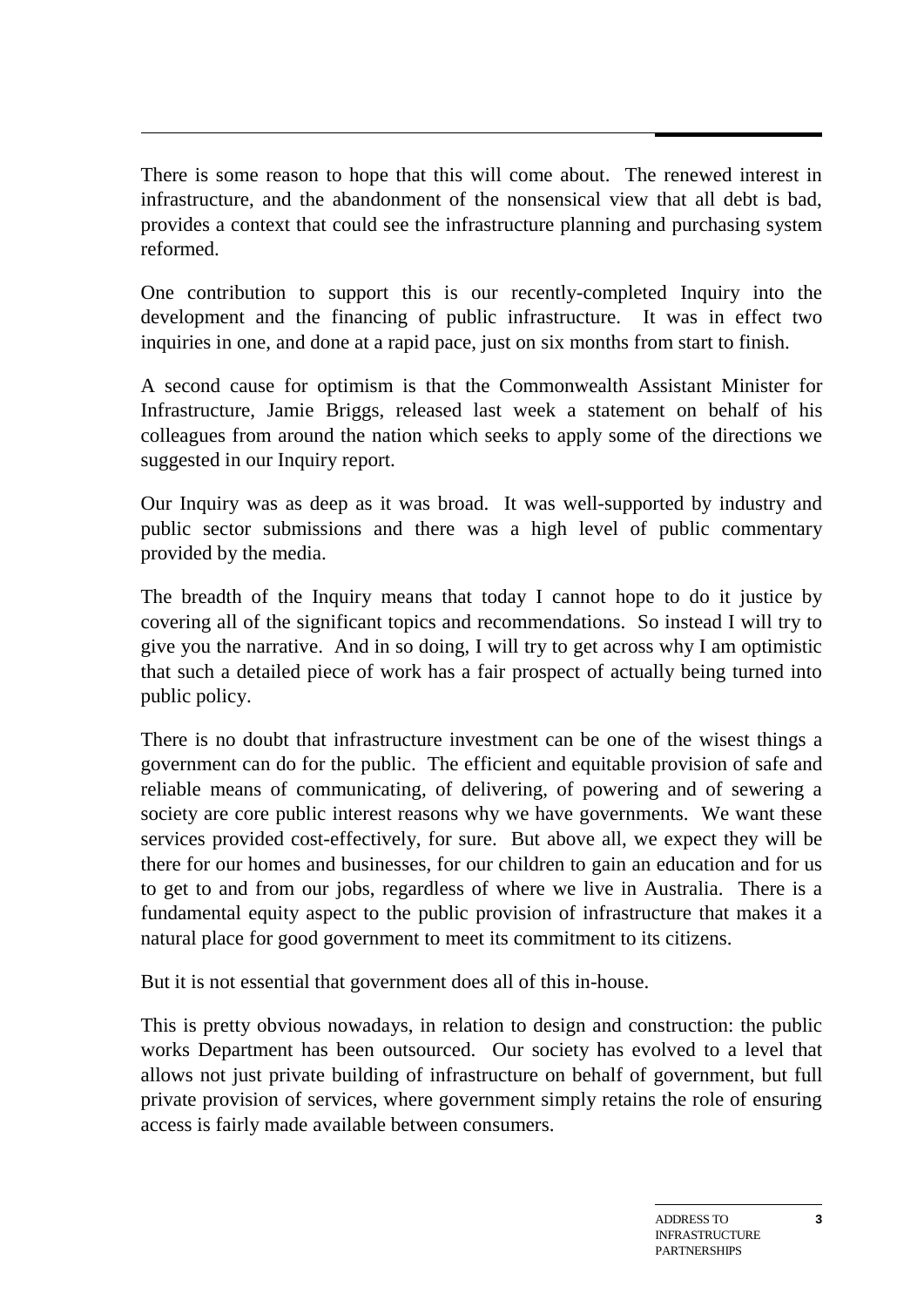There is some reason to hope that this will come about. The renewed interest in infrastructure, and the abandonment of the nonsensical view that all debt is bad, provides a context that could see the infrastructure planning and purchasing system reformed.

One contribution to support this is our recently-completed Inquiry into the development and the financing of public infrastructure. It was in effect two inquiries in one, and done at a rapid pace, just on six months from start to finish.

A second cause for optimism is that the Commonwealth Assistant Minister for Infrastructure, Jamie Briggs, released last week a statement on behalf of his colleagues from around the nation which seeks to apply some of the directions we suggested in our Inquiry report.

Our Inquiry was as deep as it was broad. It was well-supported by industry and public sector submissions and there was a high level of public commentary provided by the media.

The breadth of the Inquiry means that today I cannot hope to do it justice by covering all of the significant topics and recommendations. So instead I will try to give you the narrative. And in so doing, I will try to get across why I am optimistic that such a detailed piece of work has a fair prospect of actually being turned into public policy.

There is no doubt that infrastructure investment can be one of the wisest things a government can do for the public. The efficient and equitable provision of safe and reliable means of communicating, of delivering, of powering and of sewering a society are core public interest reasons why we have governments. We want these services provided cost-effectively, for sure. But above all, we expect they will be there for our homes and businesses, for our children to gain an education and for us to get to and from our jobs, regardless of where we live in Australia. There is a fundamental equity aspect to the public provision of infrastructure that makes it a natural place for good government to meet its commitment to its citizens.

But it is not essential that government does all of this in-house.

This is pretty obvious nowadays, in relation to design and construction: the public works Department has been outsourced. Our society has evolved to a level that allows not just private building of infrastructure on behalf of government, but full private provision of services, where government simply retains the role of ensuring access is fairly made available between consumers.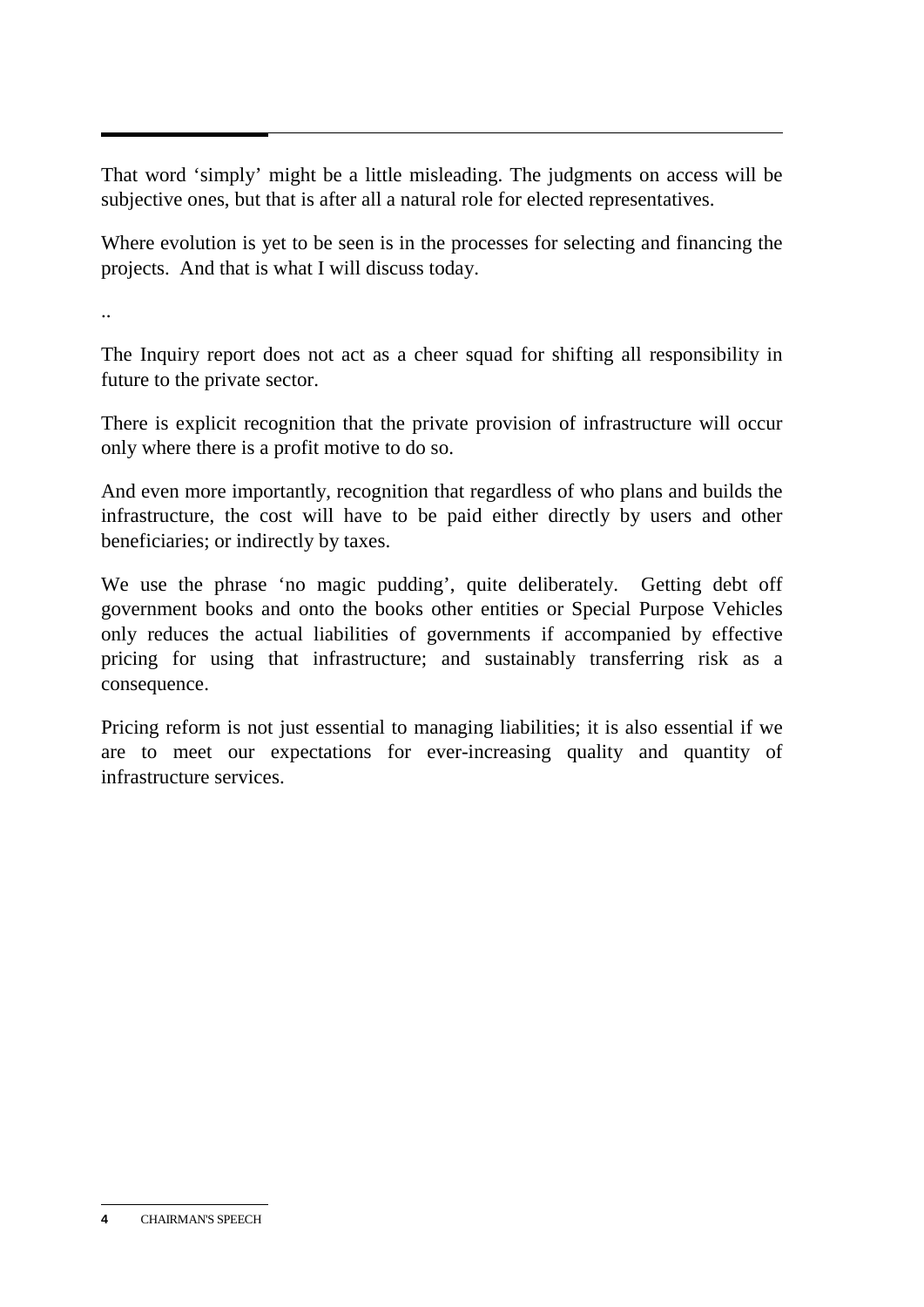That word 'simply' might be a little misleading. The judgments on access will be subjective ones, but that is after all a natural role for elected representatives.

Where evolution is yet to be seen is in the processes for selecting and financing the projects. And that is what I will discuss today.

..

The Inquiry report does not act as a cheer squad for shifting all responsibility in future to the private sector.

There is explicit recognition that the private provision of infrastructure will occur only where there is a profit motive to do so.

And even more importantly, recognition that regardless of who plans and builds the infrastructure, the cost will have to be paid either directly by users and other beneficiaries; or indirectly by taxes.

We use the phrase 'no magic pudding', quite deliberately. Getting debt off government books and onto the books other entities or Special Purpose Vehicles only reduces the actual liabilities of governments if accompanied by effective pricing for using that infrastructure; and sustainably transferring risk as a consequence.

Pricing reform is not just essential to managing liabilities; it is also essential if we are to meet our expectations for ever-increasing quality and quantity of infrastructure services.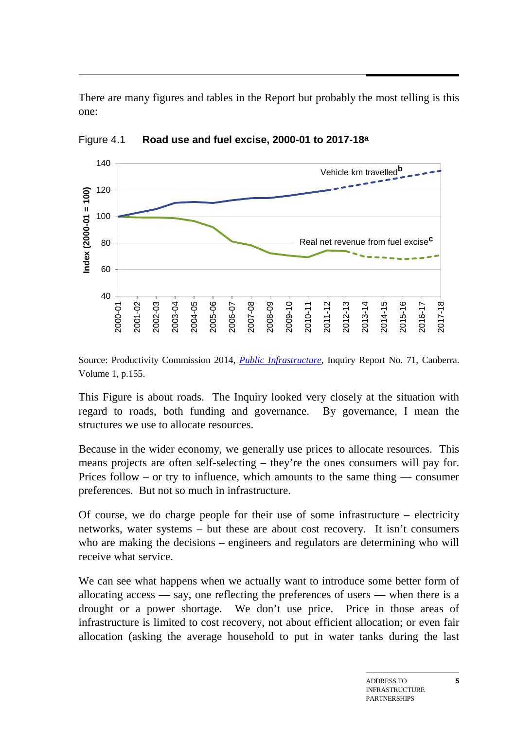There are many figures and tables in the Report but probably the most telling is this one:

Figure 4.1 **Road use and fuel excise, 2000-01 to 2017-18**[a]

Source: Productivity Commission 2014, *Public Infrastructure*, Inquiry Report No. 71, Canberra. Volume 1, p.155.

This Figure is about roads. The Inquiry looked very closely at the situation with regard to roads, both funding and governance. By governance, I mean the structures we use to allocate resources.

Because in the wider economy, we generally use prices to allocate resources. This means projects are often self-selecting – they're the ones consumers will pay for. Prices follow – or try to influence, which amounts to the same thing — consumer preferences. But not so much in infrastructure.

Of course, we do charge people for their use of some infrastructure – electricity networks, water systems – but these are about cost recovery. It isn't consumers who are making the decisions – engineers and regulators are determining who will receive what service.

We can see what happens when we actually want to introduce some better form of allocating access — say, one reflecting the preferences of users — when there is a drought or a power shortage. We don't use price. Price in those areas of infrastructure is limited to cost recovery, not about efficient allocation; or even fair allocation (asking the average household to put in water tanks during the last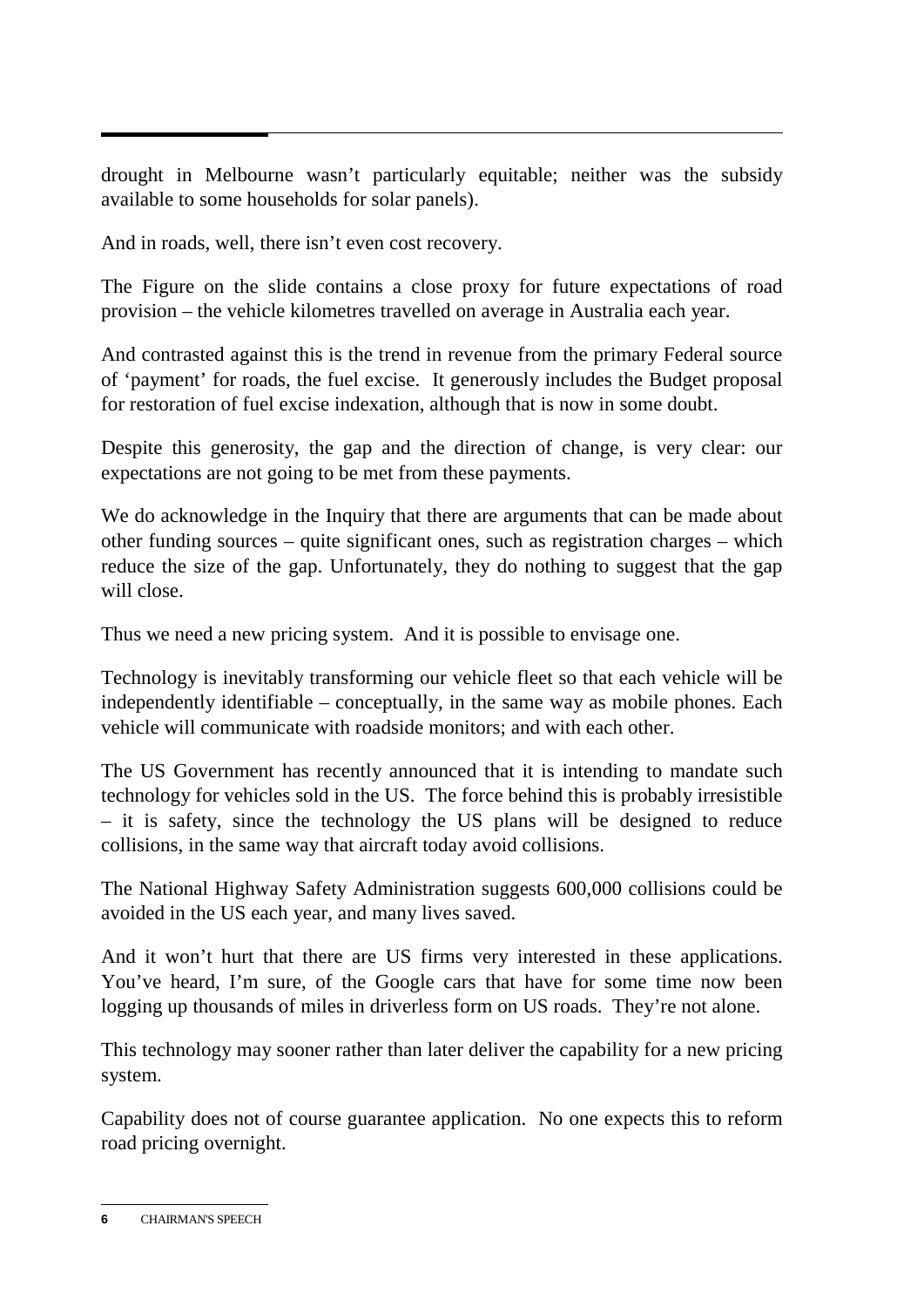drought in Melbourne wasn't particularly equitable; neither was the subsidy available to some households for solar panels).

And in roads, well, there isn't even cost recovery.

The Figure on the slide contains a close proxy for future expectations of road provision – the vehicle kilometres travelled on average in Australia each year.

And contrasted against this is the trend in revenue from the primary Federal source of 'payment' for roads, the fuel excise. It generously includes the Budget proposal for restoration of fuel excise indexation, although that is now in some doubt.

Despite this generosity, the gap and the direction of change, is very clear: our expectations are not going to be met from these payments.

We do acknowledge in the Inquiry that there are arguments that can be made about other funding sources – quite significant ones, such as registration charges – which reduce the size of the gap. Unfortunately, they do nothing to suggest that the gap will close.

Thus we need a new pricing system. And it is possible to envisage one.

Technology is inevitably transforming our vehicle fleet so that each vehicle will be independently identifiable – conceptually, in the same way as mobile phones. Each vehicle will communicate with roadside monitors; and with each other.

The US Government has recently announced that it is intending to mandate such technology for vehicles sold in the US. The force behind this is probably irresistible – it is safety, since the technology the US plans will be designed to reduce collisions, in the same way that aircraft today avoid collisions.

The National Highway Safety Administration suggests 600,000 collisions could be avoided in the US each year, and many lives saved.

And it won't hurt that there are US firms very interested in these applications. You've heard, I'm sure, of the Google cars that have for some time now been logging up thousands of miles in driverless form on US roads. They're not alone.

This technology may sooner rather than later deliver the capability for a new pricing system.

Capability does not of course guarantee application. No one expects this to reform road pricing overnight.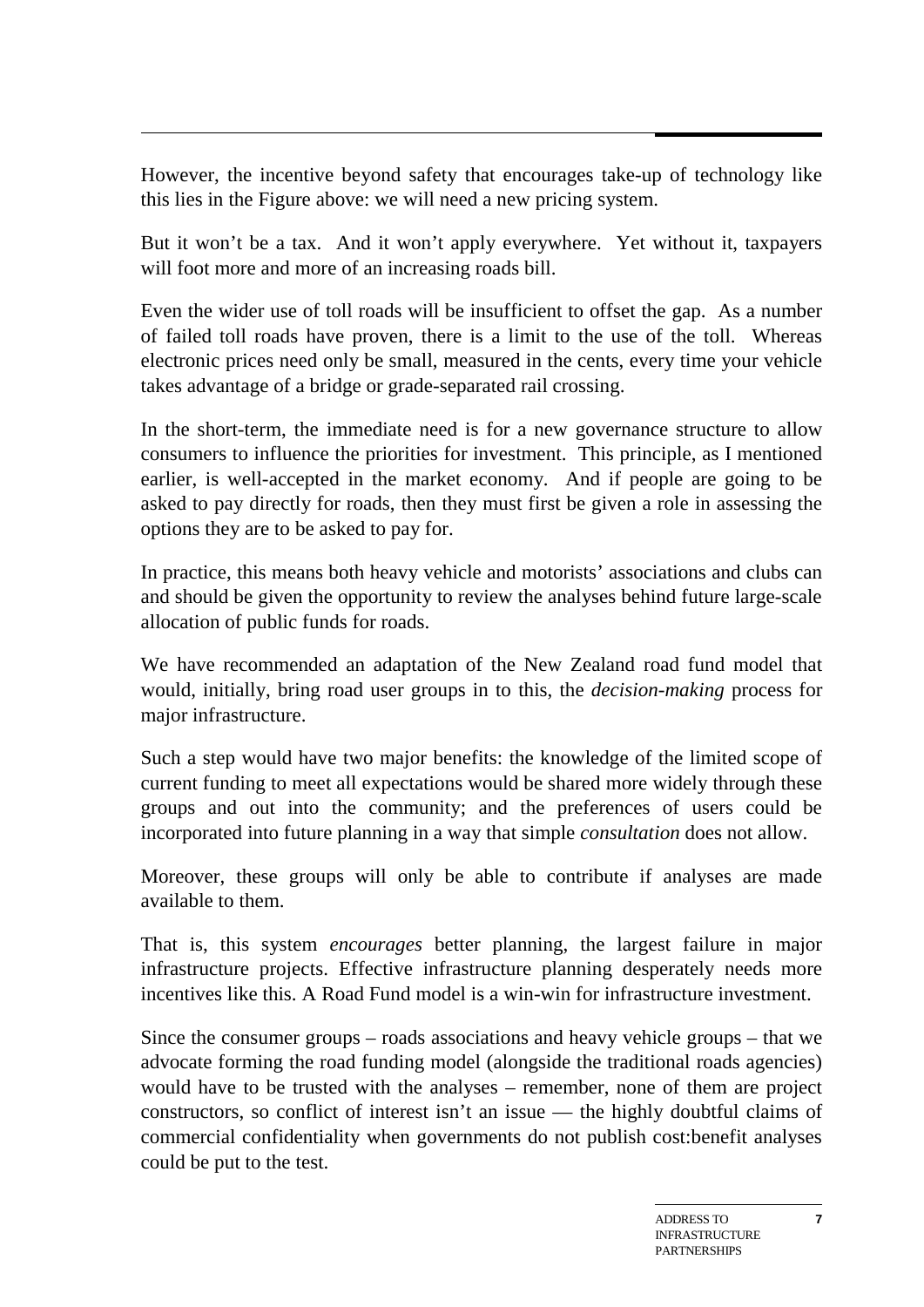However, the incentive beyond safety that encourages take-up of technology like this lies in the Figure above: we will need a new pricing system.

But it won't be a tax. And it won't apply everywhere. Yet without it, taxpayers will foot more and more of an increasing roads bill.

Even the wider use of toll roads will be insufficient to offset the gap. As a number of failed toll roads have proven, there is a limit to the use of the toll. Whereas electronic prices need only be small, measured in the cents, every time your vehicle takes advantage of a bridge or grade-separated rail crossing.

In the short-term, the immediate need is for a new governance structure to allow consumers to influence the priorities for investment. This principle, as I mentioned earlier, is well-accepted in the market economy. And if people are going to be asked to pay directly for roads, then they must first be given a role in assessing the options they are to be asked to pay for.

In practice, this means both heavy vehicle and motorists' associations and clubs can and should be given the opportunity to review the analyses behind future large-scale allocation of public funds for roads.

We have recommended an adaptation of the New Zealand road fund model that would, initially, bring road user groups in to this, the *decision-making* process for major infrastructure.

Such a step would have two major benefits: the knowledge of the limited scope of current funding to meet all expectations would be shared more widely through these groups and out into the community; and the preferences of users could be incorporated into future planning in a way that simple *consultation* does not allow.

Moreover, these groups will only be able to contribute if analyses are made available to them.

That is, this system *encourages* better planning, the largest failure in major infrastructure projects. Effective infrastructure planning desperately needs more incentives like this. A Road Fund model is a win-win for infrastructure investment.

Since the consumer groups – roads associations and heavy vehicle groups – that we advocate forming the road funding model (alongside the traditional roads agencies) would have to be trusted with the analyses – remember, none of them are project constructors, so conflict of interest isn't an issue — the highly doubtful claims of commercial confidentiality when governments do not publish cost:benefit analyses could be put to the test.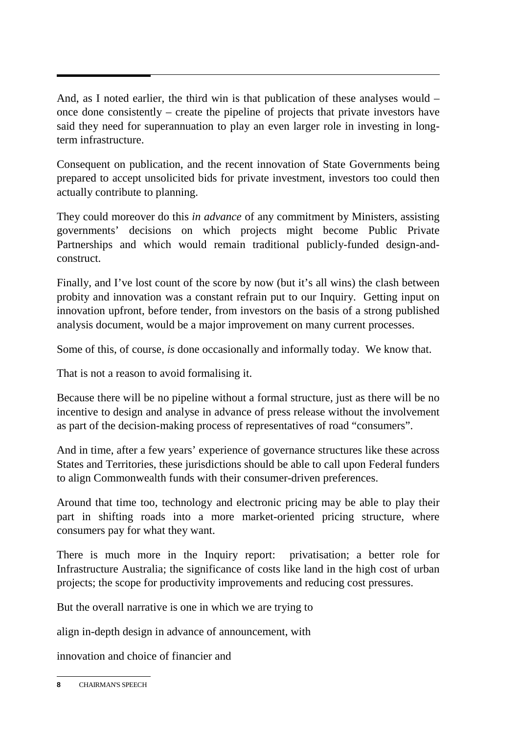And, as I noted earlier, the third win is that publication of these analyses would – once done consistently – create the pipeline of projects that private investors have said they need for superannuation to play an even larger role in investing in long-term infrastructure.

Consequent on publication, and the recent innovation of State Governments being prepared to accept unsolicited bids for private investment, investors too could then actually contribute to planning.

They could moreover do this *in advance* of any commitment by Ministers, assisting governments' decisions on which projects might become Public Private Partnerships and which would remain traditional publicly-funded design-and-construct.

Finally, and I've lost count of the score by now (but it's all wins) the clash between probity and innovation was a constant refrain put to our Inquiry. Getting input on innovation upfront, before tender, from investors on the basis of a strong published analysis document, would be a major improvement on many current processes.

Some of this, of course, *is* done occasionally and informally today. We know that.

That is not a reason to avoid formalising it.

Because there will be no pipeline without a formal structure, just as there will be no incentive to design and analyse in advance of press release without the involvement as part of the decision-making process of representatives of road "consumers".

And in time, after a few years' experience of governance structures like these across States and Territories, these jurisdictions should be able to call upon Federal funders to align Commonwealth funds with their consumer-driven preferences.

Around that time too, technology and electronic pricing may be able to play their part in shifting roads into a more market-oriented pricing structure, where consumers pay for what they want.

There is much more in the Inquiry report: privatisation; a better role for Infrastructure Australia; the significance of costs like land in the high cost of urban projects; the scope for productivity improvements and reducing cost pressures.

But the overall narrative is one in which we are trying to

align in-depth design in advance of announcement, with

innovation and choice of financier and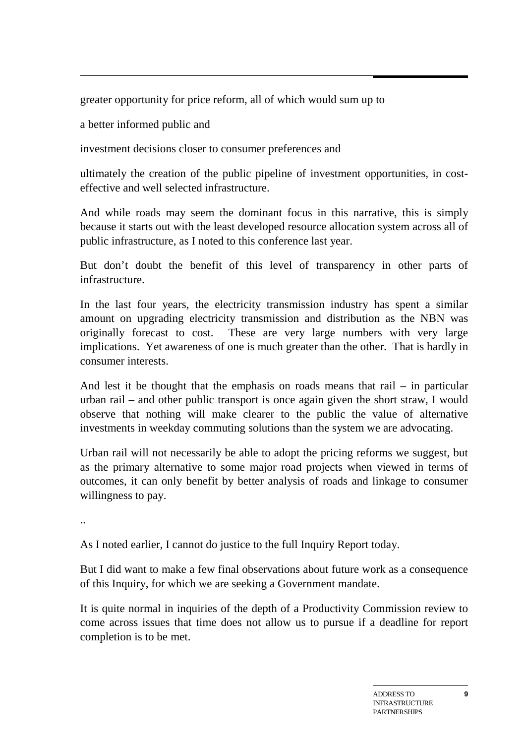greater opportunity for price reform, all of which would sum up to

a better informed public and

investment decisions closer to consumer preferences and

ultimately the creation of the public pipeline of investment opportunities, in cost-effective and well selected infrastructure.

And while roads may seem the dominant focus in this narrative, this is simply because it starts out with the least developed resource allocation system across all of public infrastructure, as I noted to this conference last year.

But don't doubt the benefit of this level of transparency in other parts of infrastructure.

In the last four years, the electricity transmission industry has spent a similar amount on upgrading electricity transmission and distribution as the NBN was originally forecast to cost. These are very large numbers with very large implications. Yet awareness of one is much greater than the other. That is hardly in consumer interests.

And lest it be thought that the emphasis on roads means that rail – in particular urban rail – and other public transport is once again given the short straw, I would observe that nothing will make clearer to the public the value of alternative investments in weekday commuting solutions than the system we are advocating.

Urban rail will not necessarily be able to adopt the pricing reforms we suggest, but as the primary alternative to some major road projects when viewed in terms of outcomes, it can only benefit by better analysis of roads and linkage to consumer willingness to pay.

..

As I noted earlier, I cannot do justice to the full Inquiry Report today.

But I did want to make a few final observations about future work as a consequence of this Inquiry, for which we are seeking a Government mandate.

It is quite normal in inquiries of the depth of a Productivity Commission review to come across issues that time does not allow us to pursue if a deadline for report completion is to be met.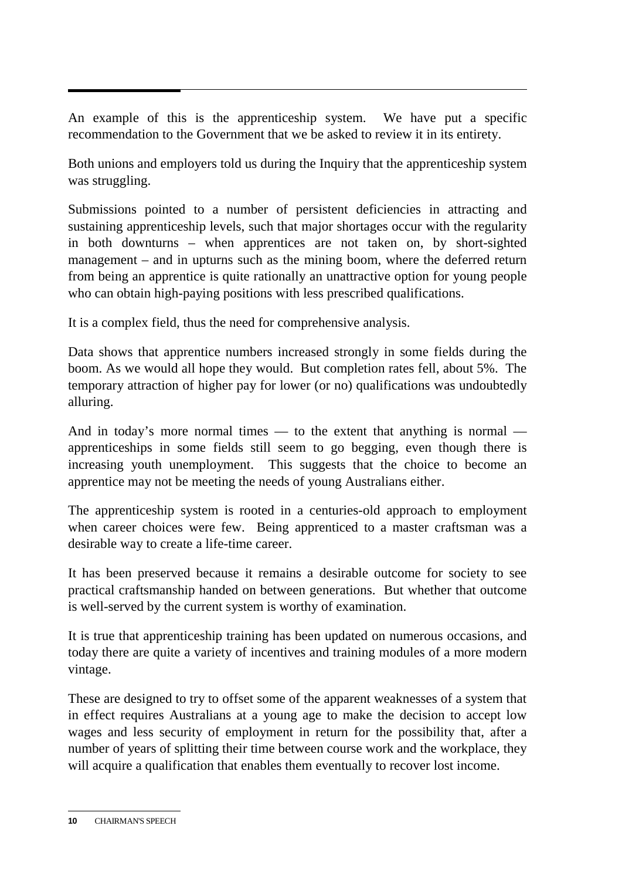An example of this is the apprenticeship system. We have put a specific recommendation to the Government that we be asked to review it in its entirety.

Both unions and employers told us during the Inquiry that the apprenticeship system was struggling.

Submissions pointed to a number of persistent deficiencies in attracting and sustaining apprenticeship levels, such that major shortages occur with the regularity in both downturns – when apprentices are not taken on, by short-sighted management – and in upturns such as the mining boom, where the deferred return from being an apprentice is quite rationally an unattractive option for young people who can obtain high-paying positions with less prescribed qualifications.

It is a complex field, thus the need for comprehensive analysis.

Data shows that apprentice numbers increased strongly in some fields during the boom. As we would all hope they would. But completion rates fell, about 5%. The temporary attraction of higher pay for lower (or no) qualifications was undoubtedly alluring.

And in today's more normal times — to the extent that anything is normal — apprenticeships in some fields still seem to go begging, even though there is increasing youth unemployment. This suggests that the choice to become an apprentice may not be meeting the needs of young Australians either.

The apprenticeship system is rooted in a centuries-old approach to employment when career choices were few. Being apprenticed to a master craftsman was a desirable way to create a life-time career.

It has been preserved because it remains a desirable outcome for society to see practical craftsmanship handed on between generations. But whether that outcome is well-served by the current system is worthy of examination.

It is true that apprenticeship training has been updated on numerous occasions, and today there are quite a variety of incentives and training modules of a more modern vintage.

These are designed to try to offset some of the apparent weaknesses of a system that in effect requires Australians at a young age to make the decision to accept low wages and less security of employment in return for the possibility that, after a number of years of splitting their time between course work and the workplace, they will acquire a qualification that enables them eventually to recover lost income.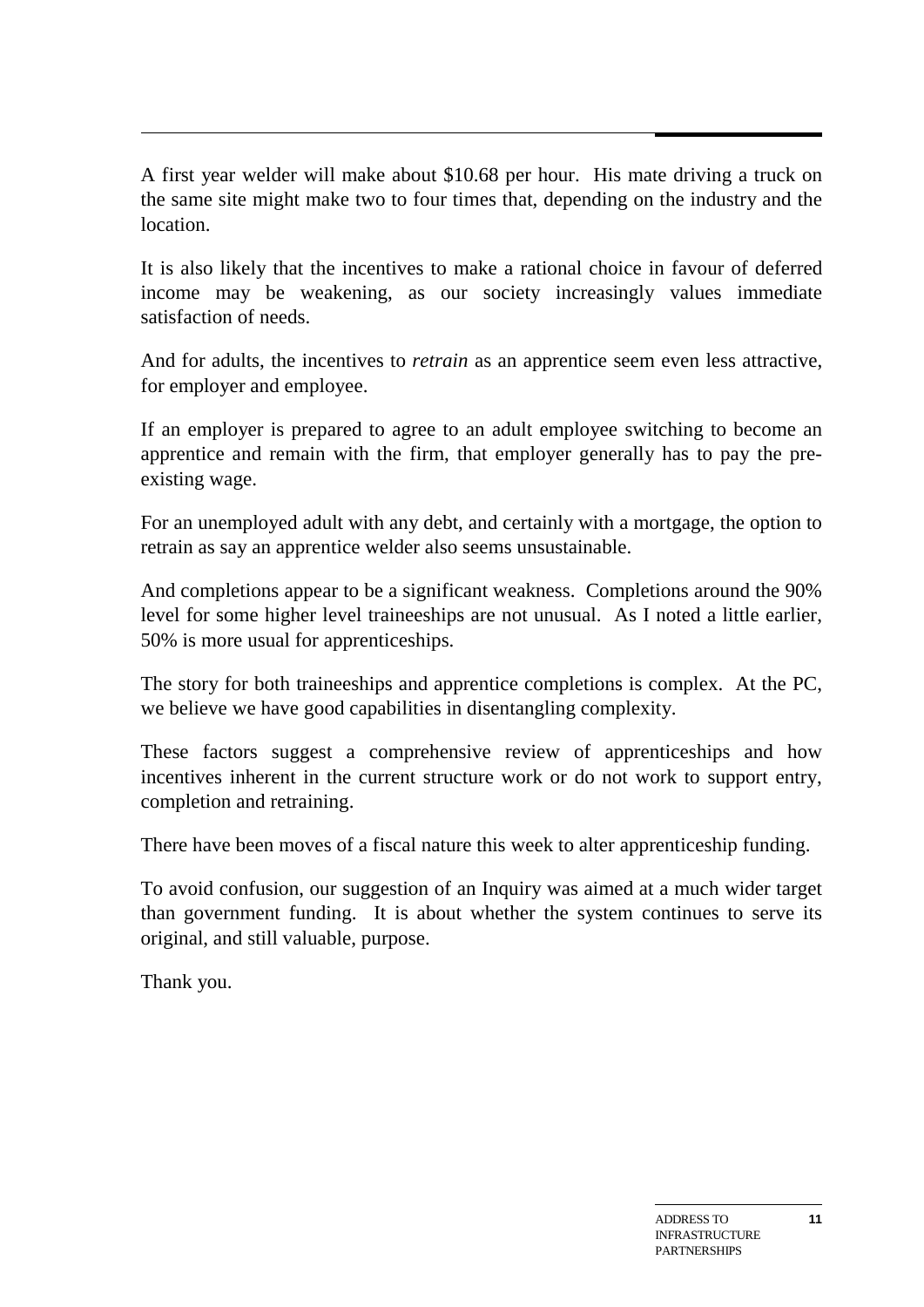A first year welder will make about $10.68 per hour. His mate driving a truck on the same site might make two to four times that, depending on the industry and the location.

It is also likely that the incentives to make a rational choice in favour of deferred income may be weakening, as our society increasingly values immediate satisfaction of needs.

And for adults, the incentives to *retrain* as an apprentice seem even less attractive, for employer and employee.

If an employer is prepared to agree to an adult employee switching to become an apprentice and remain with the firm, that employer generally has to pay the pre-existing wage.

For an unemployed adult with any debt, and certainly with a mortgage, the option to retrain as say an apprentice welder also seems unsustainable.

And completions appear to be a significant weakness. Completions around the 90% level for some higher level traineeships are not unusual. As I noted a little earlier, 50% is more usual for apprenticeships.

The story for both traineeships and apprentice completions is complex. At the PC, we believe we have good capabilities in disentangling complexity.

These factors suggest a comprehensive review of apprenticeships and how incentives inherent in the current structure work or do not work to support entry, completion and retraining.

There have been moves of a fiscal nature this week to alter apprenticeship funding.

To avoid confusion, our suggestion of an Inquiry was aimed at a much wider target than government funding. It is about whether the system continues to serve its original, and still valuable, purpose.

Thank you.